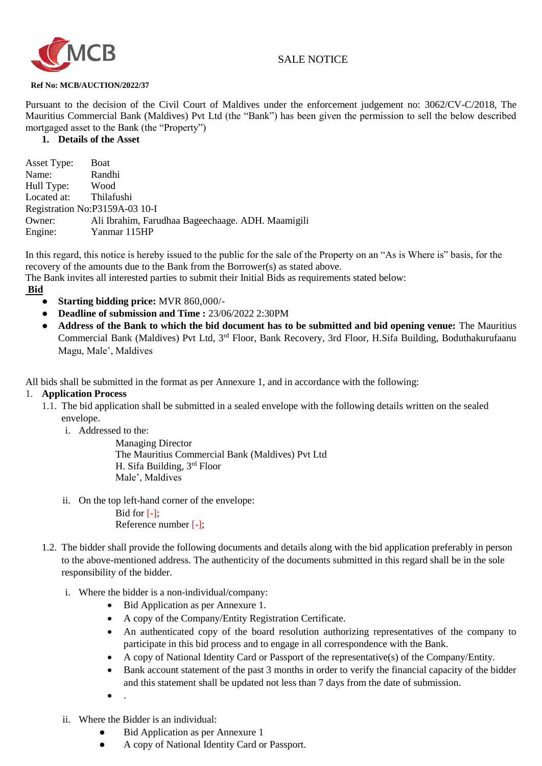# SALE NOTICE

**Ref No: MCB/AUCTION/2022/37**

Pursuant to the decision of the Civil Court of Maldives under the enforcement judgement no: 3062/CV-C/2018, The Mauritius Commercial Bank (Maldives) Pvt Ltd (the "Bank") has been given the permission to sell the below described mortgaged asset to the Bank (the "Property")

**1. Details of the Asset**

Asset Type: Boat
Name: Randhi
Hull Type: Wood
Located at: Thilafushi
Registration No: P3159A-03 10-I
Owner: Ali Ibrahim, Farudhaa Bageechaage. ADH. Maamigili
Engine: Yanmar 115HP

In this regard, this notice is hereby issued to the public for the sale of the Property on an "As is Where is" basis, for the recovery of the amounts due to the Bank from the Borrower(s) as stated above.
The Bank invites all interested parties to submit their Initial Bids as requirements stated below:

**Bid**

- **Starting bidding price:** MVR 860,000/-
- **Deadline of submission and Time :** 23/06/2022 2:30PM
- **Address of the Bank to which the bid document has to be submitted and bid opening venue:** The Mauritius Commercial Bank (Maldives) Pvt Ltd, 3rd Floor, Bank Recovery, 3rd Floor, H.Sifa Building, Boduthakurufaanu Magu, Male', Maldives

All bids shall be submitted in the format as per Annexure 1, and in accordance with the following:

1. **Application Process**

1.1. The bid application shall be submitted in a sealed envelope with the following details written on the sealed envelope.

i. Addressed to the:

Managing Director
The Mauritius Commercial Bank (Maldives) Pvt Ltd
H. Sifa Building, 3rd Floor
Male', Maldives

ii. On the top left-hand corner of the envelope:

Bid for [-];
Reference number [-];

1.2. The bidder shall provide the following documents and details along with the bid application preferably in person to the above-mentioned address. The authenticity of the documents submitted in this regard shall be in the sole responsibility of the bidder.

i. Where the bidder is a non-individual/company:

- Bid Application as per Annexure 1.
- A copy of the Company/Entity Registration Certificate.
- An authenticated copy of the board resolution authorizing representatives of the company to participate in this bid process and to engage in all correspondence with the Bank.
- A copy of National Identity Card or Passport of the representative(s) of the Company/Entity.
- Bank account statement of the past 3 months in order to verify the financial capacity of the bidder and this statement shall be updated not less than 7 days from the date of submission.
- .

ii. Where the Bidder is an individual:

- Bid Application as per Annexure 1
- A copy of National Identity Card or Passport.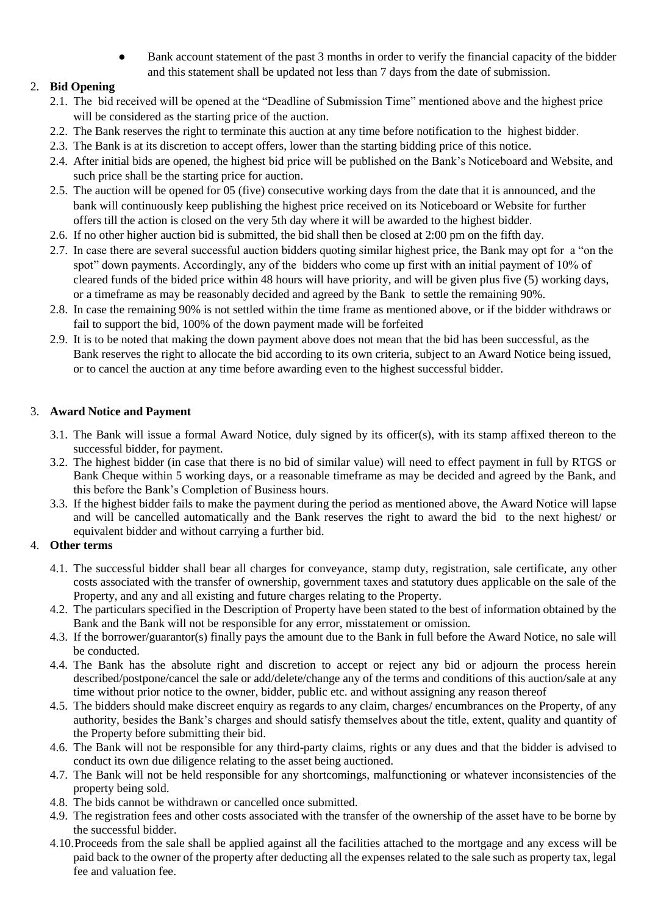- Bank account statement of the past 3 months in order to verify the financial capacity of the bidder and this statement shall be updated not less than 7 days from the date of submission.

2. **Bid Opening**
   - 2.1. The bid received will be opened at the "Deadline of Submission Time" mentioned above and the highest price will be considered as the starting price of the auction.
   - 2.2. The Bank reserves the right to terminate this auction at any time before notification to the highest bidder.
   - 2.3. The Bank is at its discretion to accept offers, lower than the starting bidding price of this notice.
   - 2.4. After initial bids are opened, the highest bid price will be published on the Bank's Noticeboard and Website, and such price shall be the starting price for auction.
   - 2.5. The auction will be opened for 05 (five) consecutive working days from the date that it is announced, and the bank will continuously keep publishing the highest price received on its Noticeboard or Website for further offers till the action is closed on the very 5th day where it will be awarded to the highest bidder.
   - 2.6. If no other higher auction bid is submitted, the bid shall then be closed at 2:00 pm on the fifth day.
   - 2.7. In case there are several successful auction bidders quoting similar highest price, the Bank may opt for a "on the spot" down payments. Accordingly, any of the bidders who come up first with an initial payment of 10% of cleared funds of the bided price within 48 hours will have priority, and will be given plus five (5) working days, or a timeframe as may be reasonably decided and agreed by the Bank to settle the remaining 90%.
   - 2.8. In case the remaining 90% is not settled within the time frame as mentioned above, or if the bidder withdraws or fail to support the bid, 100% of the down payment made will be forfeited
   - 2.9. It is to be noted that making the down payment above does not mean that the bid has been successful, as the Bank reserves the right to allocate the bid according to its own criteria, subject to an Award Notice being issued, or to cancel the auction at any time before awarding even to the highest successful bidder.

3. **Award Notice and Payment**
   - 3.1. The Bank will issue a formal Award Notice, duly signed by its officer(s), with its stamp affixed thereon to the successful bidder, for payment.
   - 3.2. The highest bidder (in case that there is no bid of similar value) will need to effect payment in full by RTGS or Bank Cheque within 5 working days, or a reasonable timeframe as may be decided and agreed by the Bank, and this before the Bank's Completion of Business hours.
   - 3.3. If the highest bidder fails to make the payment during the period as mentioned above, the Award Notice will lapse and will be cancelled automatically and the Bank reserves the right to award the bid to the next highest/ or equivalent bidder and without carrying a further bid.

4. **Other terms**
   - 4.1. The successful bidder shall bear all charges for conveyance, stamp duty, registration, sale certificate, any other costs associated with the transfer of ownership, government taxes and statutory dues applicable on the sale of the Property, and any and all existing and future charges relating to the Property.
   - 4.2. The particulars specified in the Description of Property have been stated to the best of information obtained by the Bank and the Bank will not be responsible for any error, misstatement or omission.
   - 4.3. If the borrower/guarantor(s) finally pays the amount due to the Bank in full before the Award Notice, no sale will be conducted.
   - 4.4. The Bank has the absolute right and discretion to accept or reject any bid or adjourn the process herein described/postpone/cancel the sale or add/delete/change any of the terms and conditions of this auction/sale at any time without prior notice to the owner, bidder, public etc. and without assigning any reason thereof
   - 4.5. The bidders should make discreet enquiry as regards to any claim, charges/ encumbrances on the Property, of any authority, besides the Bank's charges and should satisfy themselves about the title, extent, quality and quantity of the Property before submitting their bid.
   - 4.6. The Bank will not be responsible for any third-party claims, rights or any dues and that the bidder is advised to conduct its own due diligence relating to the asset being auctioned.
   - 4.7. The Bank will not be held responsible for any shortcomings, malfunctioning or whatever inconsistencies of the property being sold.
   - 4.8. The bids cannot be withdrawn or cancelled once submitted.
   - 4.9. The registration fees and other costs associated with the transfer of the ownership of the asset have to be borne by the successful bidder.
   - 4.10. Proceeds from the sale shall be applied against all the facilities attached to the mortgage and any excess will be paid back to the owner of the property after deducting all the expenses related to the sale such as property tax, legal fee and valuation fee.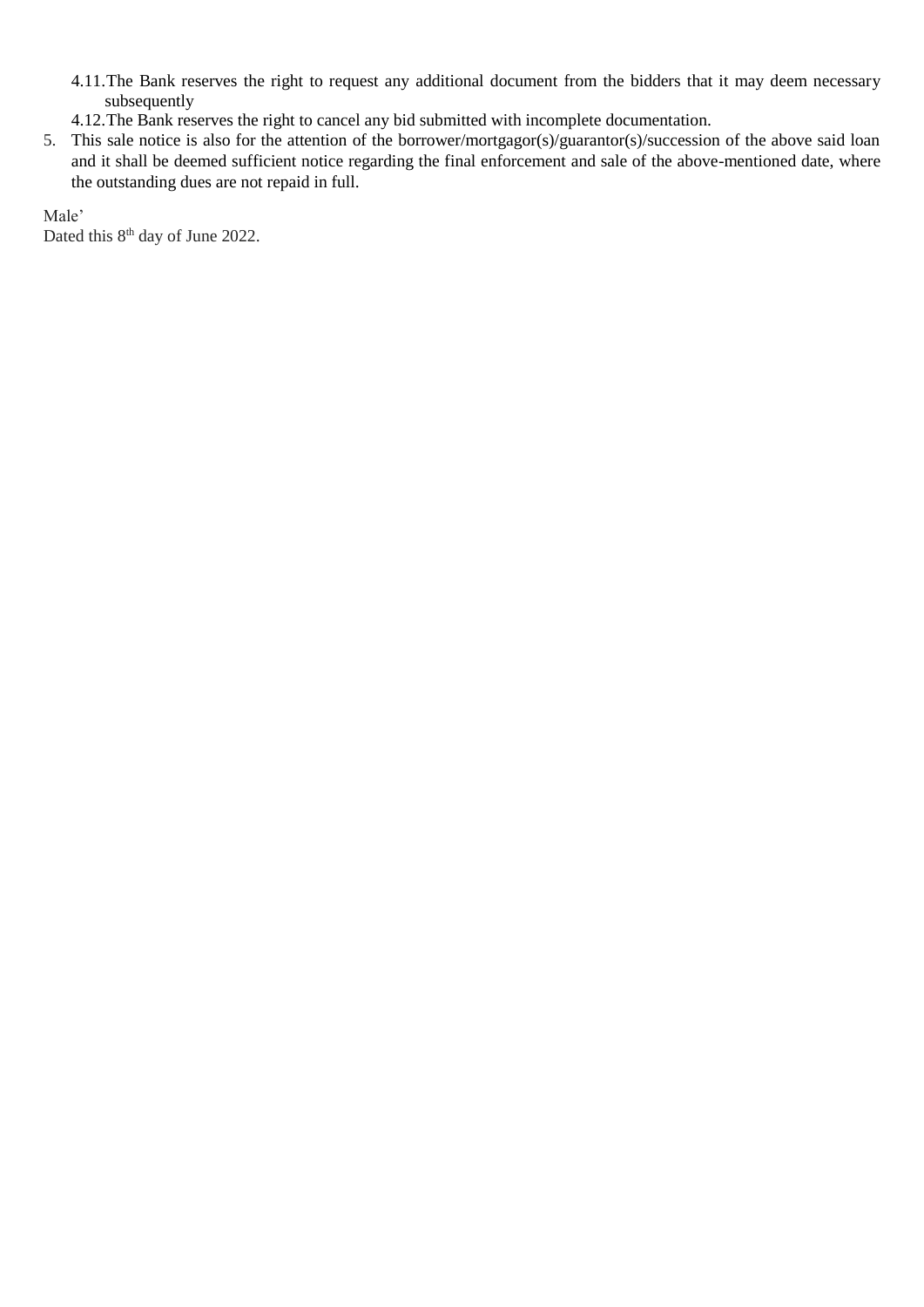4.11. The Bank reserves the right to request any additional document from the bidders that it may deem necessary subsequently

4.12. The Bank reserves the right to cancel any bid submitted with incomplete documentation.

5. This sale notice is also for the attention of the borrower/mortgagor(s)/guarantor(s)/succession of the above said loan and it shall be deemed sufficient notice regarding the final enforcement and sale of the above-mentioned date, where the outstanding dues are not repaid in full.

Male'
Dated this 8th day of June 2022.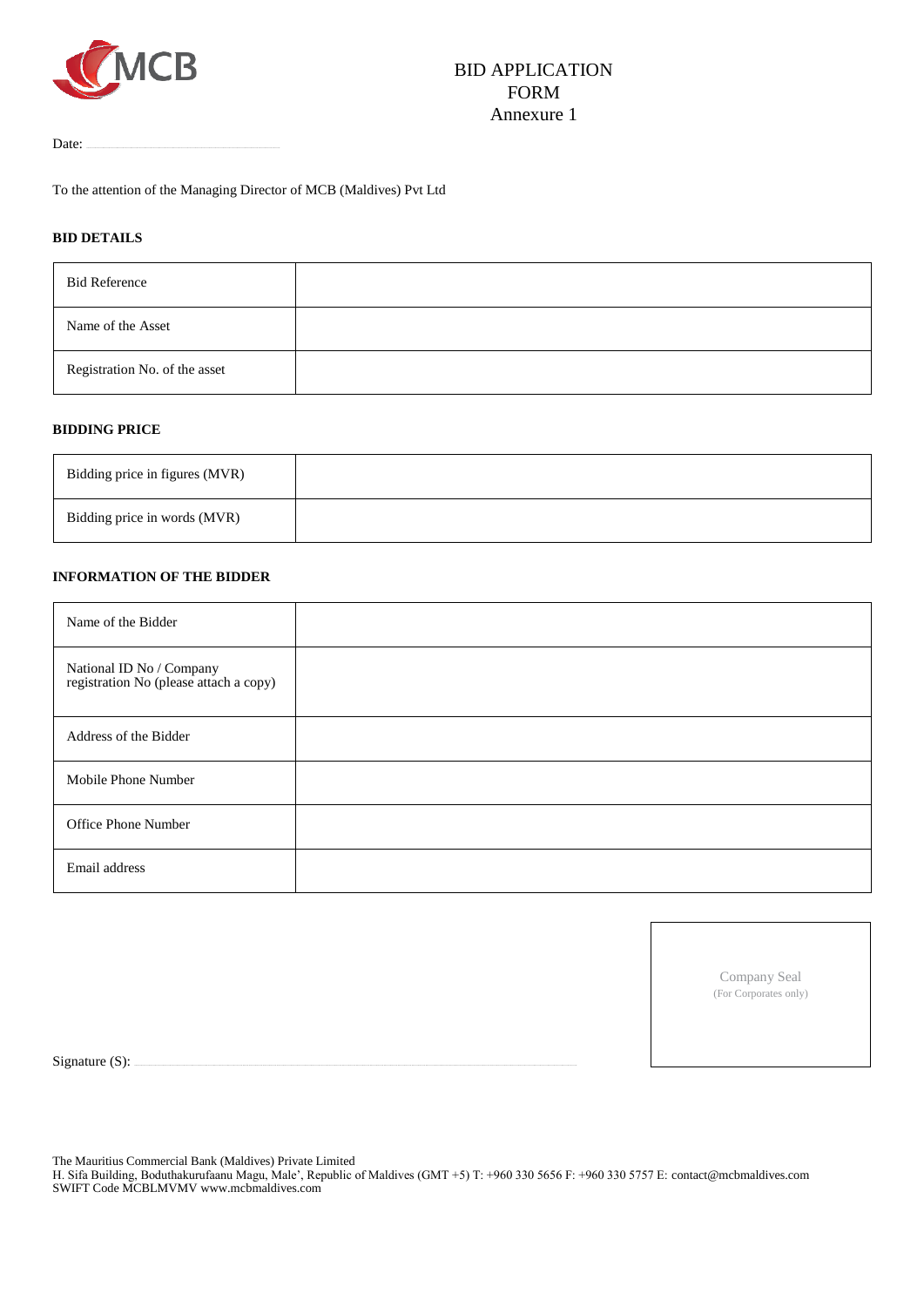# BID APPLICATION FORM
Annexure 1

Date: ..............................................................

To the attention of the Managing Director of MCB (Maldives) Pvt Ltd

**BID DETAILS**

| | |
|---|---|
| Bid Reference | |
| Name of the Asset | |
| Registration No. of the asset | |

**BIDDING PRICE**

| | |
|---|---|
| Bidding price in figures (MVR) | |
| Bidding price in words (MVR) | |

**INFORMATION OF THE BIDDER**

| | |
|---|---|
| Name of the Bidder | |
| National ID No / Company registration No (please attach a copy) | |
| Address of the Bidder | |
| Mobile Phone Number | |
| Office Phone Number | |
| Email address | |

Company Seal
(For Corporates only)

Signature (S): ..............................................................

The Mauritius Commercial Bank (Maldives) Private Limited
H. Sifa Building, Boduthakurufaanu Magu, Male', Republic of Maldives (GMT +5) T: +960 330 5656 F: +960 330 5757 E: contact@mcbmaldives.com
SWIFT Code MCBLMVMV www.mcbmaldives.com